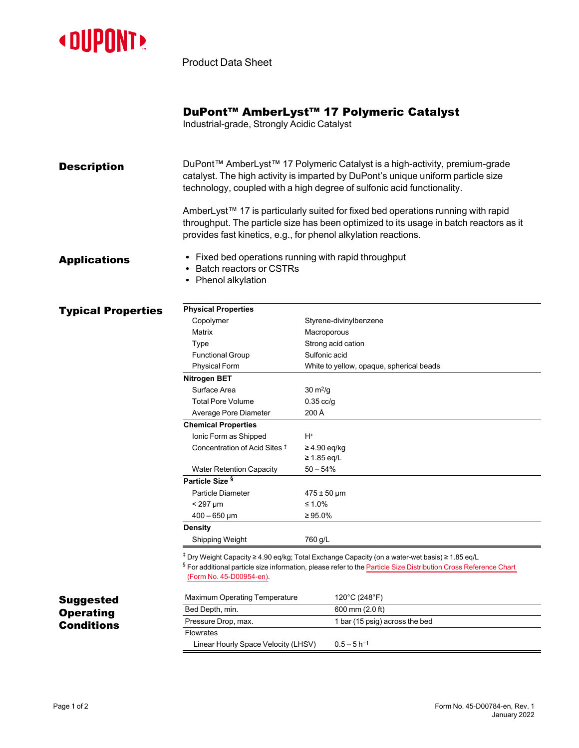Product Data Sheet

# DuPont™ AmberLyst™ 17 Polymeric Catalyst

Industrial-grade, Strongly Acidic Catalyst

## Description

DuPont™ AmberLyst™ 17 Polymeric Catalyst is a high-activity, premium-grade catalyst. The high activity is imparted by DuPont's unique uniform particle size technology, coupled with a high degree of sulfonic acid functionality.

AmberLyst™ 17 is particularly suited for fixed bed operations running with rapid throughput. The particle size has been optimized to its usage in batch reactors as it provides fast kinetics, e.g., for phenol alkylation reactions.

## Applications

- Fixed bed operations running with rapid throughput
- Batch reactors or CSTRs
- Phenol alkylation

## Typical Properties

| Property | Value |
|---|---|
| **Physical Properties** | |
| Copolymer | Styrene-divinylbenzene |
| Matrix | Macroporous |
| Type | Strong acid cation |
| Functional Group | Sulfonic acid |
| Physical Form | White to yellow, opaque, spherical beads |
| **Nitrogen BET** | |
| Surface Area | 30 $m^2/g$ |
| Total Pore Volume | 0.35 cc/g |
| Average Pore Diameter | 200 Å |
| **Chemical Properties** | |
| Ionic Form as Shipped | $H^+$ |
| Concentration of Acid Sites ‡ | ≥ 4.90 eq/kg<br>≥ 1.85 eq/L |
| Water Retention Capacity | 50 – 54% |
| **Particle Size §** | |
| Particle Diameter | 475 ± 50 µm |
| < 297 µm | ≤ 1.0% |
| 400 – 650 µm | ≥ 95.0% |
| **Density** | |
| Shipping Weight | 760 g/L |

‡ Dry Weight Capacity ≥ 4.90 eq/kg; Total Exchange Capacity (on a water-wet basis) ≥ 1.85 eq/L

§ For additional particle size information, please refer to the Particle Size Distribution Cross Reference Chart (Form No. 45-D00954-en).

## Suggested Operating Conditions

| Condition | Value |
|---|---|
| Maximum Operating Temperature | 120°C (248°F) |
| Bed Depth, min. | 600 mm (2.0 ft) |
| Pressure Drop, max. | 1 bar (15 psig) across the bed |
| Flowrates | |
| Linear Hourly Space Velocity (LHSV) | 0.5 – 5 $h^{-1}$ |

Form No. 45-D00784-en, Rev. 1
January 2022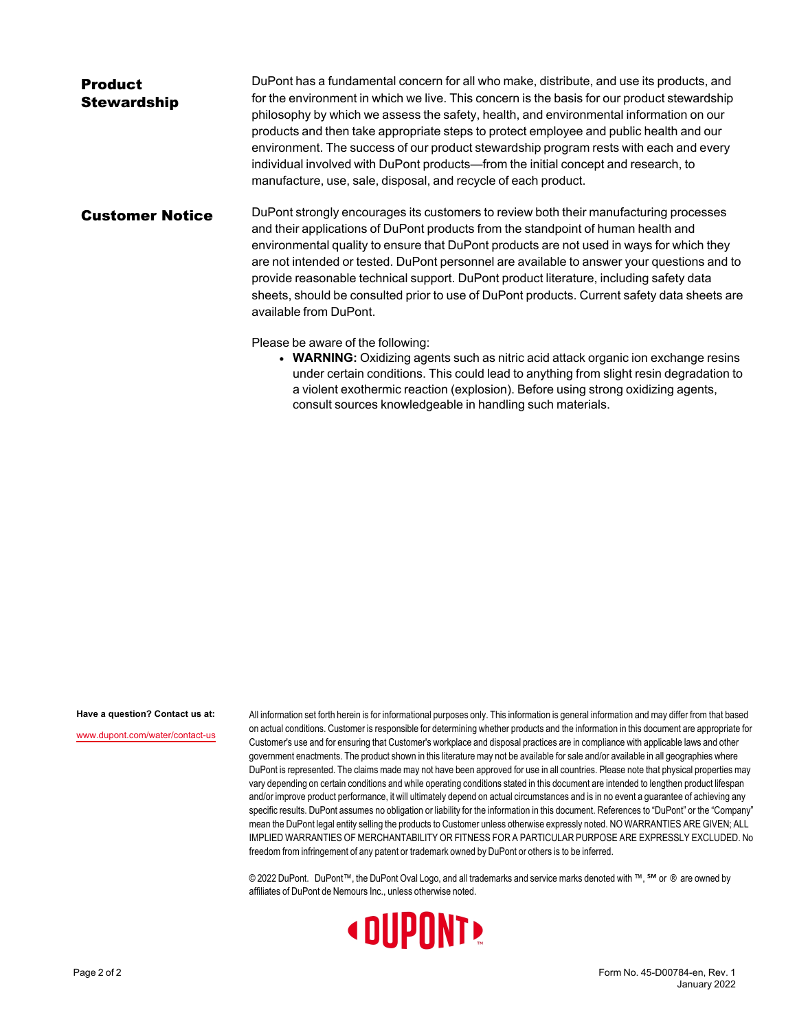## Product Stewardship

DuPont has a fundamental concern for all who make, distribute, and use its products, and for the environment in which we live. This concern is the basis for our product stewardship philosophy by which we assess the safety, health, and environmental information on our products and then take appropriate steps to protect employee and public health and our environment. The success of our product stewardship program rests with each and every individual involved with DuPont products—from the initial concept and research, to manufacture, use, sale, disposal, and recycle of each product.

## Customer Notice

DuPont strongly encourages its customers to review both their manufacturing processes and their applications of DuPont products from the standpoint of human health and environmental quality to ensure that DuPont products are not used in ways for which they are not intended or tested. DuPont personnel are available to answer your questions and to provide reasonable technical support. DuPont product literature, including safety data sheets, should be consulted prior to use of DuPont products. Current safety data sheets are available from DuPont.

Please be aware of the following:

- **WARNING:** Oxidizing agents such as nitric acid attack organic ion exchange resins under certain conditions. This could lead to anything from slight resin degradation to a violent exothermic reaction (explosion). Before using strong oxidizing agents, consult sources knowledgeable in handling such materials.

**Have a question? Contact us at:**

www.dupont.com/water/contact-us

All information set forth herein is for informational purposes only. This information is general information and may differ from that based on actual conditions. Customer is responsible for determining whether products and the information in this document are appropriate for Customer's use and for ensuring that Customer's workplace and disposal practices are in compliance with applicable laws and other government enactments. The product shown in this literature may not be available for sale and/or available in all geographies where DuPont is represented. The claims made may not have been approved for use in all countries. Please note that physical properties may vary depending on certain conditions and while operating conditions stated in this document are intended to lengthen product lifespan and/or improve product performance, it will ultimately depend on actual circumstances and is in no event a guarantee of achieving any specific results. DuPont assumes no obligation or liability for the information in this document. References to "DuPont" or the "Company" mean the DuPont legal entity selling the products to Customer unless otherwise expressly noted. NO WARRANTIES ARE GIVEN; ALL IMPLIED WARRANTIES OF MERCHANTABILITY OR FITNESS FOR A PARTICULAR PURPOSE ARE EXPRESSLY EXCLUDED. No freedom from infringement of any patent or trademark owned by DuPont or others is to be inferred.

© 2022 DuPont. DuPont™, the DuPont Oval Logo, and all trademarks and service marks denoted with ™, ℠ or ® are owned by affiliates of DuPont de Nemours Inc., unless otherwise noted.

DUPONT

Form No. 45-D00784-en, Rev. 1
January 2022